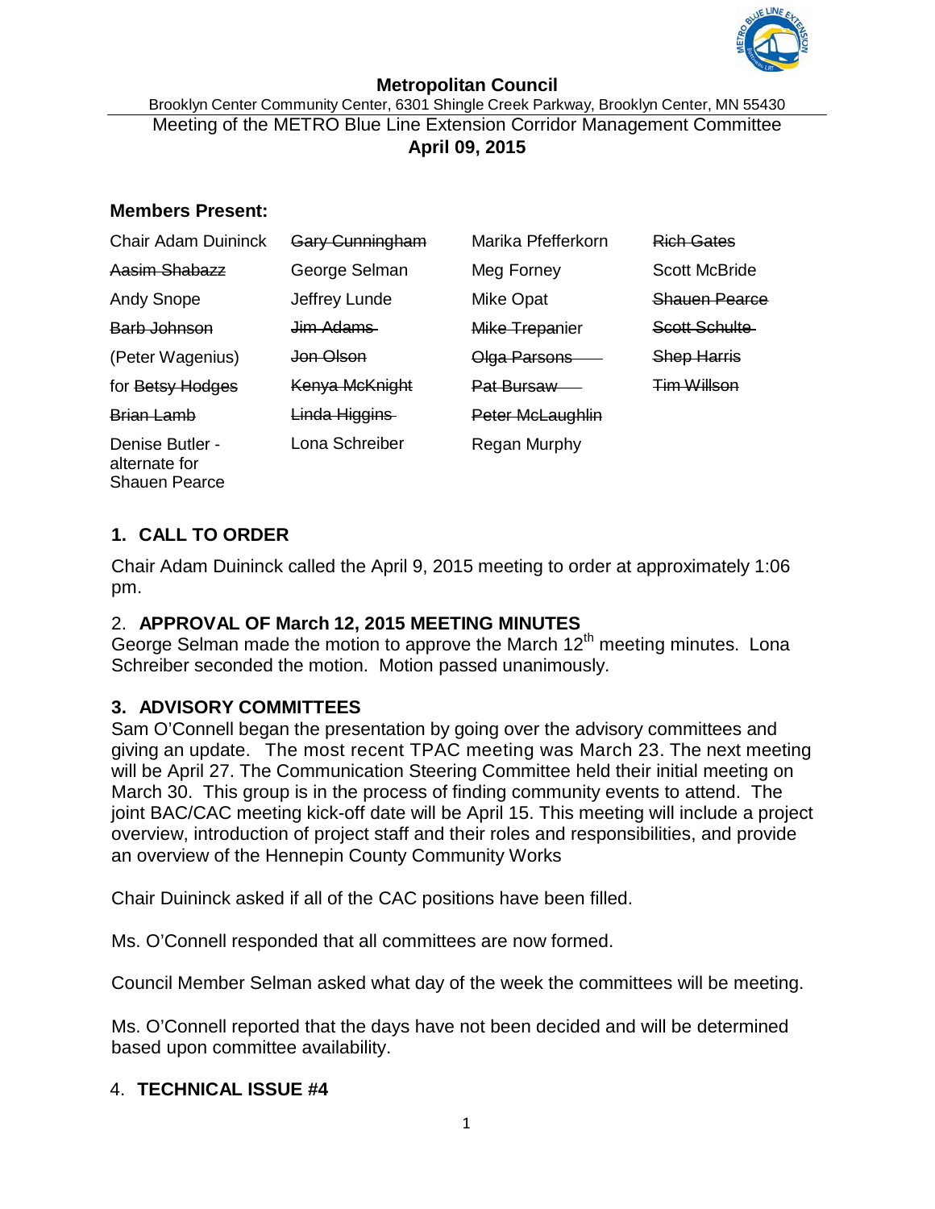# Metropolitan Council

Brooklyn Center Community Center, 6301 Shingle Creek Parkway, Brooklyn Center, MN 55430

Meeting of the METRO Blue Line Extension Corridor Management Committee

**April 09, 2015**

**Members Present:**

| | | | |
|---|---|---|---|
| Chair Adam Duininck | ~~Gary Cunningham~~ | Marika Pfefferkorn | ~~Rich Gates~~ |
| ~~Aasim Shabazz~~ | George Selman | Meg Forney | Scott McBride |
| Andy Snope | Jeffrey Lunde | Mike Opat | ~~Shauen Pearce~~ |
| ~~Barb Johnson~~ | ~~Jim Adams~~ | ~~Mike Trepanier~~ | ~~Scott Schulte~~ |
| (Peter Wagenius) | ~~Jon Olson~~ | ~~Olga Parsons~~ | ~~Shep Harris~~ |
| for ~~Betsy Hodges~~ | ~~Kenya McKnight~~ | ~~Pat Bursaw~~ | ~~Tim Willson~~ |
| ~~Brian Lamb~~ | ~~Linda Higgins~~ | ~~Peter McLaughlin~~ | |
| Denise Butler - alternate for Shauen Pearce | Lona Schreiber | Regan Murphy | |

## 1. CALL TO ORDER

Chair Adam Duininck called the April 9, 2015 meeting to order at approximately 1:06 pm.

## 2. APPROVAL OF March 12, 2015 MEETING MINUTES

George Selman made the motion to approve the March 12th meeting minutes. Lona Schreiber seconded the motion. Motion passed unanimously.

## 3. ADVISORY COMMITTEES

Sam O'Connell began the presentation by going over the advisory committees and giving an update. The most recent TPAC meeting was March 23. The next meeting will be April 27. The Communication Steering Committee held their initial meeting on March 30. This group is in the process of finding community events to attend. The joint BAC/CAC meeting kick-off date will be April 15. This meeting will include a project overview, introduction of project staff and their roles and responsibilities, and provide an overview of the Hennepin County Community Works

Chair Duininck asked if all of the CAC positions have been filled.

Ms. O'Connell responded that all committees are now formed.

Council Member Selman asked what day of the week the committees will be meeting.

Ms. O'Connell reported that the days have not been decided and will be determined based upon committee availability.

## 4. TECHNICAL ISSUE #4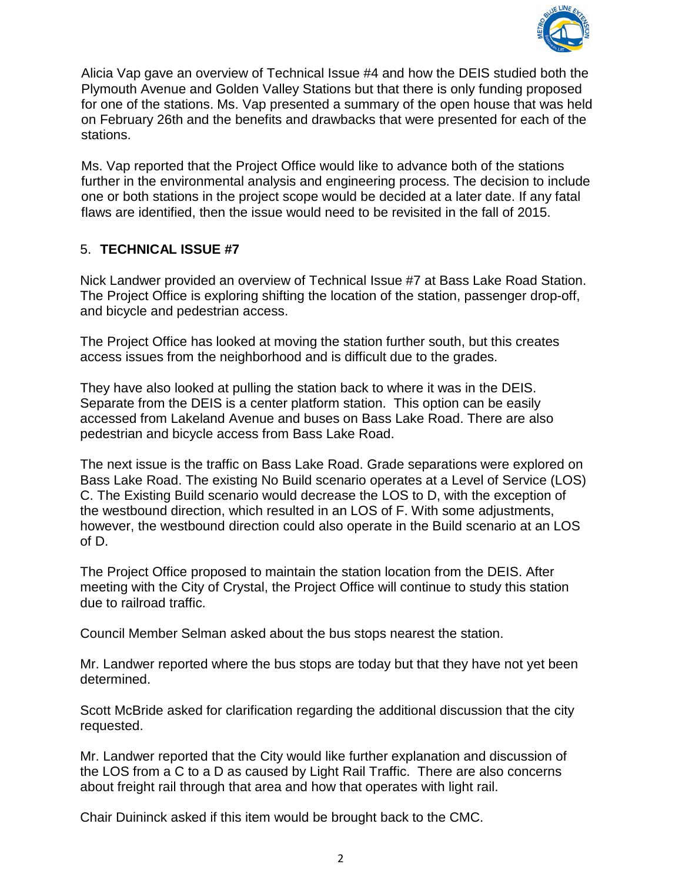Alicia Vap gave an overview of Technical Issue #4 and how the DEIS studied both the Plymouth Avenue and Golden Valley Stations but that there is only funding proposed for one of the stations. Ms. Vap presented a summary of the open house that was held on February 26th and the benefits and drawbacks that were presented for each of the stations.

Ms. Vap reported that the Project Office would like to advance both of the stations further in the environmental analysis and engineering process. The decision to include one or both stations in the project scope would be decided at a later date. If any fatal flaws are identified, then the issue would need to be revisited in the fall of 2015.

## 5. **TECHNICAL ISSUE #7**

Nick Landwer provided an overview of Technical Issue #7 at Bass Lake Road Station. The Project Office is exploring shifting the location of the station, passenger drop-off, and bicycle and pedestrian access.

The Project Office has looked at moving the station further south, but this creates access issues from the neighborhood and is difficult due to the grades.

They have also looked at pulling the station back to where it was in the DEIS. Separate from the DEIS is a center platform station. This option can be easily accessed from Lakeland Avenue and buses on Bass Lake Road. There are also pedestrian and bicycle access from Bass Lake Road.

The next issue is the traffic on Bass Lake Road. Grade separations were explored on Bass Lake Road. The existing No Build scenario operates at a Level of Service (LOS) C. The Existing Build scenario would decrease the LOS to D, with the exception of the westbound direction, which resulted in an LOS of F. With some adjustments, however, the westbound direction could also operate in the Build scenario at an LOS of D.

The Project Office proposed to maintain the station location from the DEIS. After meeting with the City of Crystal, the Project Office will continue to study this station due to railroad traffic.

Council Member Selman asked about the bus stops nearest the station.

Mr. Landwer reported where the bus stops are today but that they have not yet been determined.

Scott McBride asked for clarification regarding the additional discussion that the city requested.

Mr. Landwer reported that the City would like further explanation and discussion of the LOS from a C to a D as caused by Light Rail Traffic. There are also concerns about freight rail through that area and how that operates with light rail.

Chair Duininck asked if this item would be brought back to the CMC.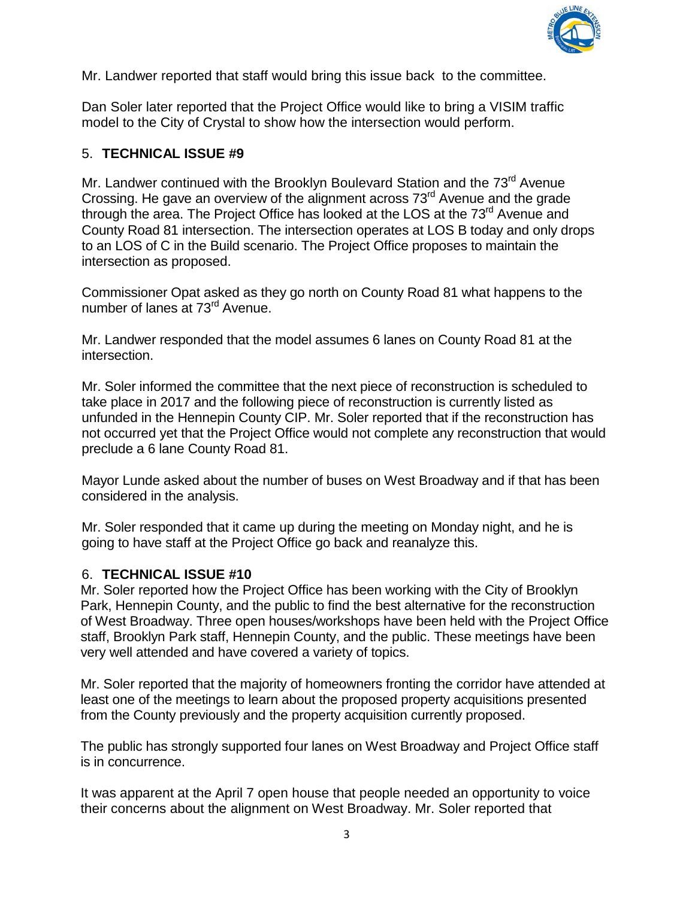Mr. Landwer reported that staff would bring this issue back to the committee.

Dan Soler later reported that the Project Office would like to bring a VISIM traffic model to the City of Crystal to show how the intersection would perform.

5. **TECHNICAL ISSUE #9**

Mr. Landwer continued with the Brooklyn Boulevard Station and the 73rd Avenue Crossing. He gave an overview of the alignment across 73rd Avenue and the grade through the area. The Project Office has looked at the LOS at the 73rd Avenue and County Road 81 intersection. The intersection operates at LOS B today and only drops to an LOS of C in the Build scenario. The Project Office proposes to maintain the intersection as proposed.

Commissioner Opat asked as they go north on County Road 81 what happens to the number of lanes at 73rd Avenue.

Mr. Landwer responded that the model assumes 6 lanes on County Road 81 at the intersection.

Mr. Soler informed the committee that the next piece of reconstruction is scheduled to take place in 2017 and the following piece of reconstruction is currently listed as unfunded in the Hennepin County CIP. Mr. Soler reported that if the reconstruction has not occurred yet that the Project Office would not complete any reconstruction that would preclude a 6 lane County Road 81.

Mayor Lunde asked about the number of buses on West Broadway and if that has been considered in the analysis.

Mr. Soler responded that it came up during the meeting on Monday night, and he is going to have staff at the Project Office go back and reanalyze this.

6. **TECHNICAL ISSUE #10**

Mr. Soler reported how the Project Office has been working with the City of Brooklyn Park, Hennepin County, and the public to find the best alternative for the reconstruction of West Broadway. Three open houses/workshops have been held with the Project Office staff, Brooklyn Park staff, Hennepin County, and the public. These meetings have been very well attended and have covered a variety of topics.

Mr. Soler reported that the majority of homeowners fronting the corridor have attended at least one of the meetings to learn about the proposed property acquisitions presented from the County previously and the property acquisition currently proposed.

The public has strongly supported four lanes on West Broadway and Project Office staff is in concurrence.

It was apparent at the April 7 open house that people needed an opportunity to voice their concerns about the alignment on West Broadway. Mr. Soler reported that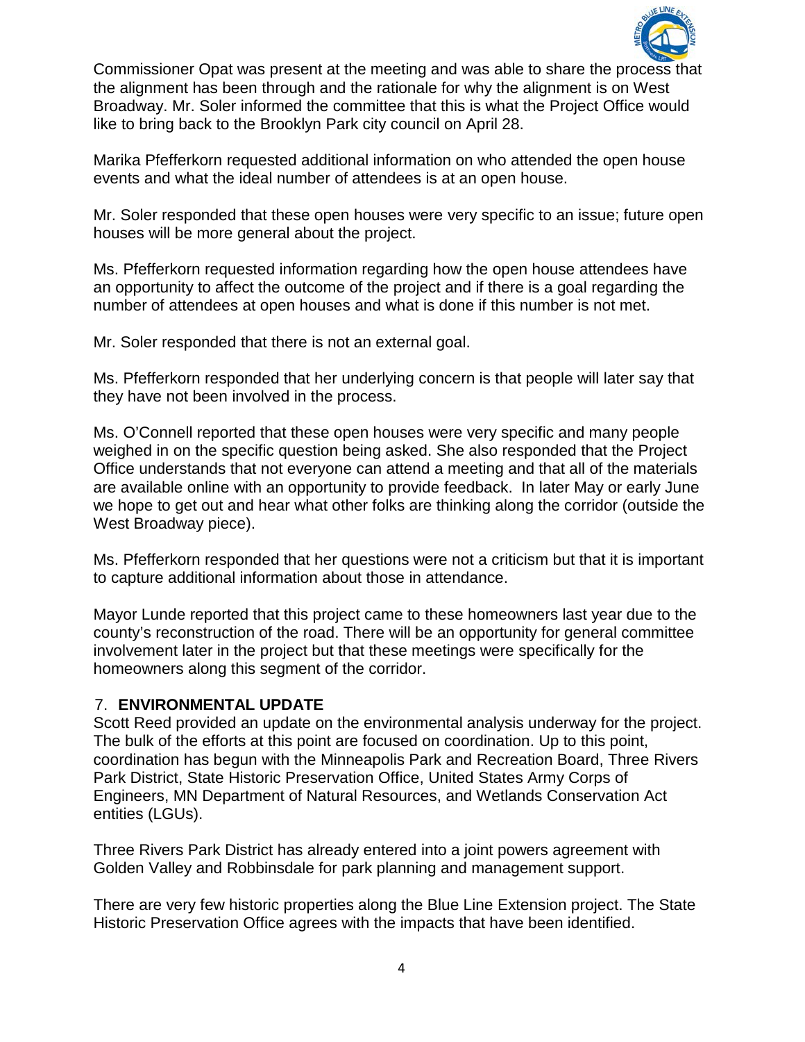Commissioner Opat was present at the meeting and was able to share the process that the alignment has been through and the rationale for why the alignment is on West Broadway. Mr. Soler informed the committee that this is what the Project Office would like to bring back to the Brooklyn Park city council on April 28.

Marika Pfefferkorn requested additional information on who attended the open house events and what the ideal number of attendees is at an open house.

Mr. Soler responded that these open houses were very specific to an issue; future open houses will be more general about the project.

Ms. Pfefferkorn requested information regarding how the open house attendees have an opportunity to affect the outcome of the project and if there is a goal regarding the number of attendees at open houses and what is done if this number is not met.

Mr. Soler responded that there is not an external goal.

Ms. Pfefferkorn responded that her underlying concern is that people will later say that they have not been involved in the process.

Ms. O'Connell reported that these open houses were very specific and many people weighed in on the specific question being asked. She also responded that the Project Office understands that not everyone can attend a meeting and that all of the materials are available online with an opportunity to provide feedback. In later May or early June we hope to get out and hear what other folks are thinking along the corridor (outside the West Broadway piece).

Ms. Pfefferkorn responded that her questions were not a criticism but that it is important to capture additional information about those in attendance.

Mayor Lunde reported that this project came to these homeowners last year due to the county's reconstruction of the road. There will be an opportunity for general committee involvement later in the project but that these meetings were specifically for the homeowners along this segment of the corridor.

## 7. ENVIRONMENTAL UPDATE

Scott Reed provided an update on the environmental analysis underway for the project. The bulk of the efforts at this point are focused on coordination. Up to this point, coordination has begun with the Minneapolis Park and Recreation Board, Three Rivers Park District, State Historic Preservation Office, United States Army Corps of Engineers, MN Department of Natural Resources, and Wetlands Conservation Act entities (LGUs).

Three Rivers Park District has already entered into a joint powers agreement with Golden Valley and Robbinsdale for park planning and management support.

There are very few historic properties along the Blue Line Extension project. The State Historic Preservation Office agrees with the impacts that have been identified.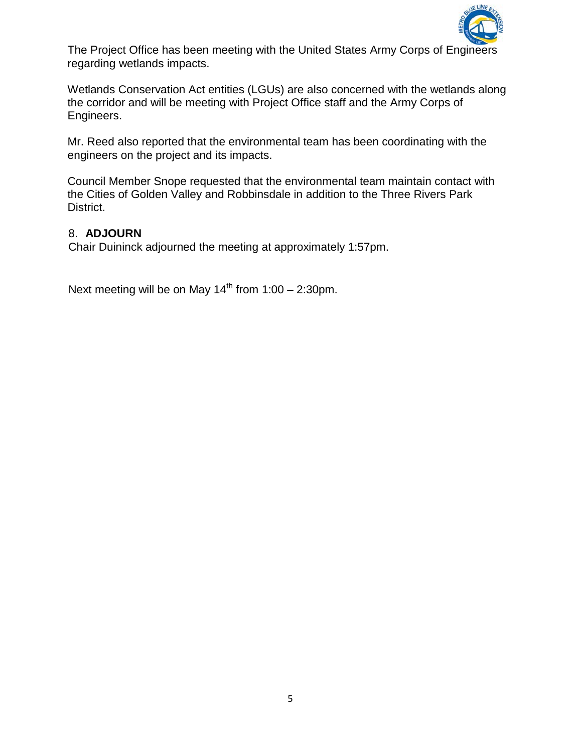The Project Office has been meeting with the United States Army Corps of Engineers regarding wetlands impacts.

Wetlands Conservation Act entities (LGUs) are also concerned with the wetlands along the corridor and will be meeting with Project Office staff and the Army Corps of Engineers.

Mr. Reed also reported that the environmental team has been coordinating with the engineers on the project and its impacts.

Council Member Snope requested that the environmental team maintain contact with the Cities of Golden Valley and Robbinsdale in addition to the Three Rivers Park District.

## 8. ADJOURN

Chair Duininck adjourned the meeting at approximately 1:57pm.

Next meeting will be on May 14th from 1:00 – 2:30pm.